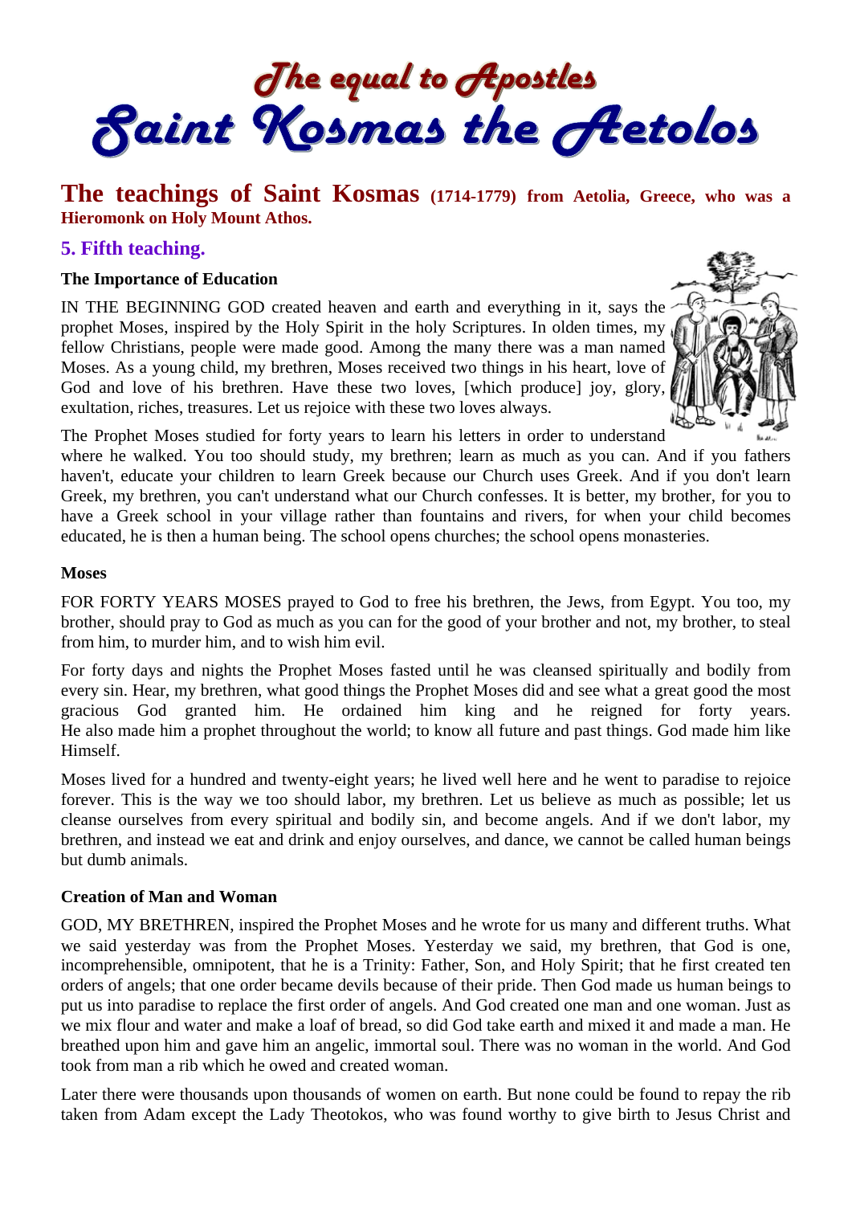# The equal to Apostles
# Saint Kosmas the Aetolos

## The teachings of Saint Kosmas (1714-1779) from Aetolia, Greece, who was a Hieromonk on Holy Mount Athos.

### 5. Fifth teaching.

**The Importance of Education**

IN THE BEGINNING GOD created heaven and earth and everything in it, says the prophet Moses, inspired by the Holy Spirit in the holy Scriptures. In olden times, my fellow Christians, people were made good. Among the many there was a man named Moses. As a young child, my brethren, Moses received two things in his heart, love of God and love of his brethren. Have these two loves, [which produce] joy, glory, exultation, riches, treasures. Let us rejoice with these two loves always.

The Prophet Moses studied for forty years to learn his letters in order to understand where he walked. You too should study, my brethren; learn as much as you can. And if you fathers haven't, educate your children to learn Greek because our Church uses Greek. And if you don't learn Greek, my brethren, you can't understand what our Church confesses. It is better, my brother, for you to have a Greek school in your village rather than fountains and rivers, for when your child becomes educated, he is then a human being. The school opens churches; the school opens monasteries.

**Moses**

FOR FORTY YEARS MOSES prayed to God to free his brethren, the Jews, from Egypt. You too, my brother, should pray to God as much as you can for the good of your brother and not, my brother, to steal from him, to murder him, and to wish him evil.

For forty days and nights the Prophet Moses fasted until he was cleansed spiritually and bodily from every sin. Hear, my brethren, what good things the Prophet Moses did and see what a great good the most gracious God granted him. He ordained him king and he reigned for forty years. He also made him a prophet throughout the world; to know all future and past things. God made him like Himself.

Moses lived for a hundred and twenty-eight years; he lived well here and he went to paradise to rejoice forever. This is the way we too should labor, my brethren. Let us believe as much as possible; let us cleanse ourselves from every spiritual and bodily sin, and become angels. And if we don't labor, my brethren, and instead we eat and drink and enjoy ourselves, and dance, we cannot be called human beings but dumb animals.

**Creation of Man and Woman**

GOD, MY BRETHREN, inspired the Prophet Moses and he wrote for us many and different truths. What we said yesterday was from the Prophet Moses. Yesterday we said, my brethren, that God is one, incomprehensible, omnipotent, that he is a Trinity: Father, Son, and Holy Spirit; that he first created ten orders of angels; that one order became devils because of their pride. Then God made us human beings to put us into paradise to replace the first order of angels. And God created one man and one woman. Just as we mix flour and water and make a loaf of bread, so did God take earth and mixed it and made a man. He breathed upon him and gave him an angelic, immortal soul. There was no woman in the world. And God took from man a rib which he owed and created woman.

Later there were thousands upon thousands of women on earth. But none could be found to repay the rib taken from Adam except the Lady Theotokos, who was found worthy to give birth to Jesus Christ and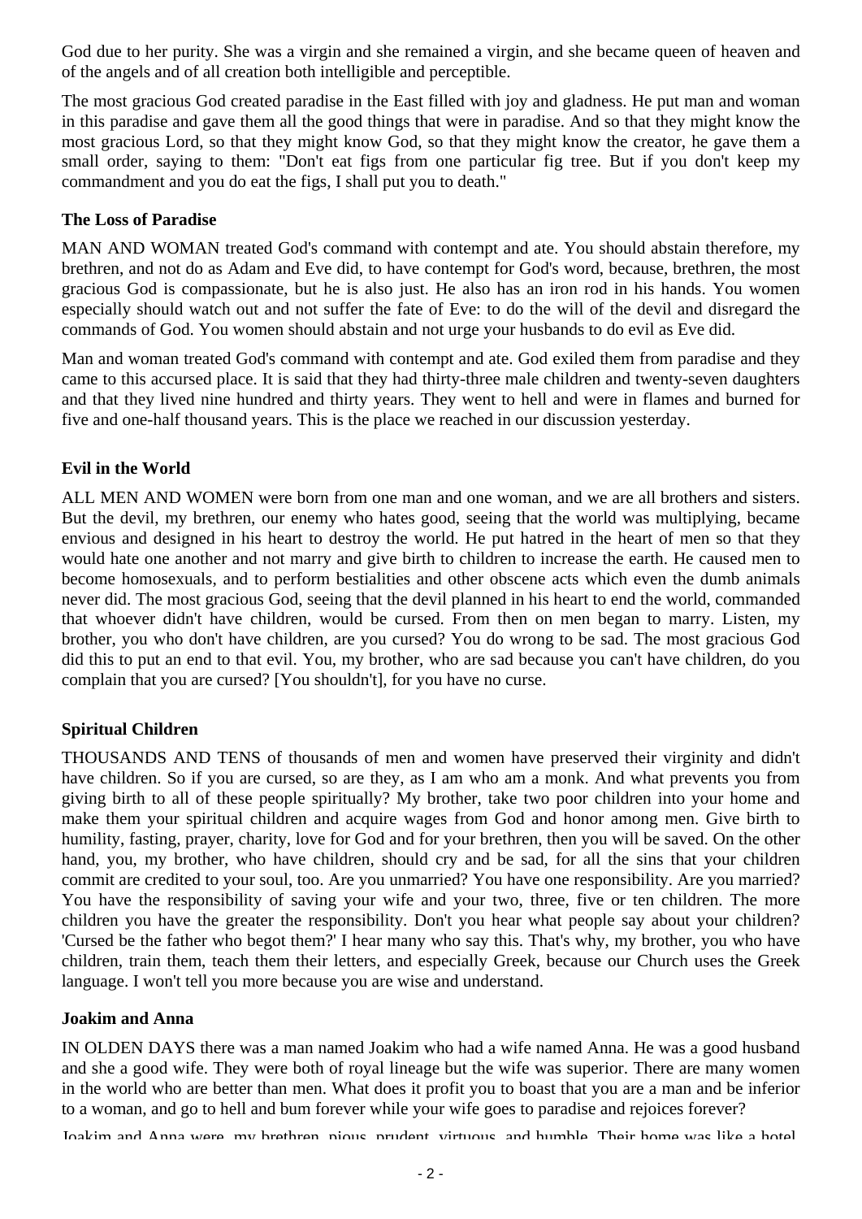God due to her purity. She was a virgin and she remained a virgin, and she became queen of heaven and of the angels and of all creation both intelligible and perceptible.

The most gracious God created paradise in the East filled with joy and gladness. He put man and woman in this paradise and gave them all the good things that were in paradise. And so that they might know the most gracious Lord, so that they might know God, so that they might know the creator, he gave them a small order, saying to them: "Don't eat figs from one particular fig tree. But if you don't keep my commandment and you do eat the figs, I shall put you to death."

**The Loss of Paradise**

MAN AND WOMAN treated God's command with contempt and ate. You should abstain therefore, my brethren, and not do as Adam and Eve did, to have contempt for God's word, because, brethren, the most gracious God is compassionate, but he is also just. He also has an iron rod in his hands. You women especially should watch out and not suffer the fate of Eve: to do the will of the devil and disregard the commands of God. You women should abstain and not urge your husbands to do evil as Eve did.

Man and woman treated God's command with contempt and ate. God exiled them from paradise and they came to this accursed place. It is said that they had thirty-three male children and twenty-seven daughters and that they lived nine hundred and thirty years. They went to hell and were in flames and burned for five and one-half thousand years. This is the place we reached in our discussion yesterday.

**Evil in the World**

ALL MEN AND WOMEN were born from one man and one woman, and we are all brothers and sisters. But the devil, my brethren, our enemy who hates good, seeing that the world was multiplying, became envious and designed in his heart to destroy the world. He put hatred in the heart of men so that they would hate one another and not marry and give birth to children to increase the earth. He caused men to become homosexuals, and to perform bestialities and other obscene acts which even the dumb animals never did. The most gracious God, seeing that the devil planned in his heart to end the world, commanded that whoever didn't have children, would be cursed. From then on men began to marry. Listen, my brother, you who don't have children, are you cursed? You do wrong to be sad. The most gracious God did this to put an end to that evil. You, my brother, who are sad because you can't have children, do you complain that you are cursed? [You shouldn't], for you have no curse.

**Spiritual Children**

THOUSANDS AND TENS of thousands of men and women have preserved their virginity and didn't have children. So if you are cursed, so are they, as I am who am a monk. And what prevents you from giving birth to all of these people spiritually? My brother, take two poor children into your home and make them your spiritual children and acquire wages from God and honor among men. Give birth to humility, fasting, prayer, charity, love for God and for your brethren, then you will be saved. On the other hand, you, my brother, who have children, should cry and be sad, for all the sins that your children commit are credited to your soul, too. Are you unmarried? You have one responsibility. Are you married? You have the responsibility of saving your wife and your two, three, five or ten children. The more children you have the greater the responsibility. Don't you hear what people say about your children? 'Cursed be the father who begot them?' I hear many who say this. That's why, my brother, you who have children, train them, teach them their letters, and especially Greek, because our Church uses the Greek language. I won't tell you more because you are wise and understand.

**Joakim and Anna**

IN OLDEN DAYS there was a man named Joakim who had a wife named Anna. He was a good husband and she a good wife. They were both of royal lineage but the wife was superior. There are many women in the world who are better than men. What does it profit you to boast that you are a man and be inferior to a woman, and go to hell and bum forever while your wife goes to paradise and rejoices forever?

Joakim and Anna were, my brethren, pious, prudent, virtuous, and humble. Their home was like a hotel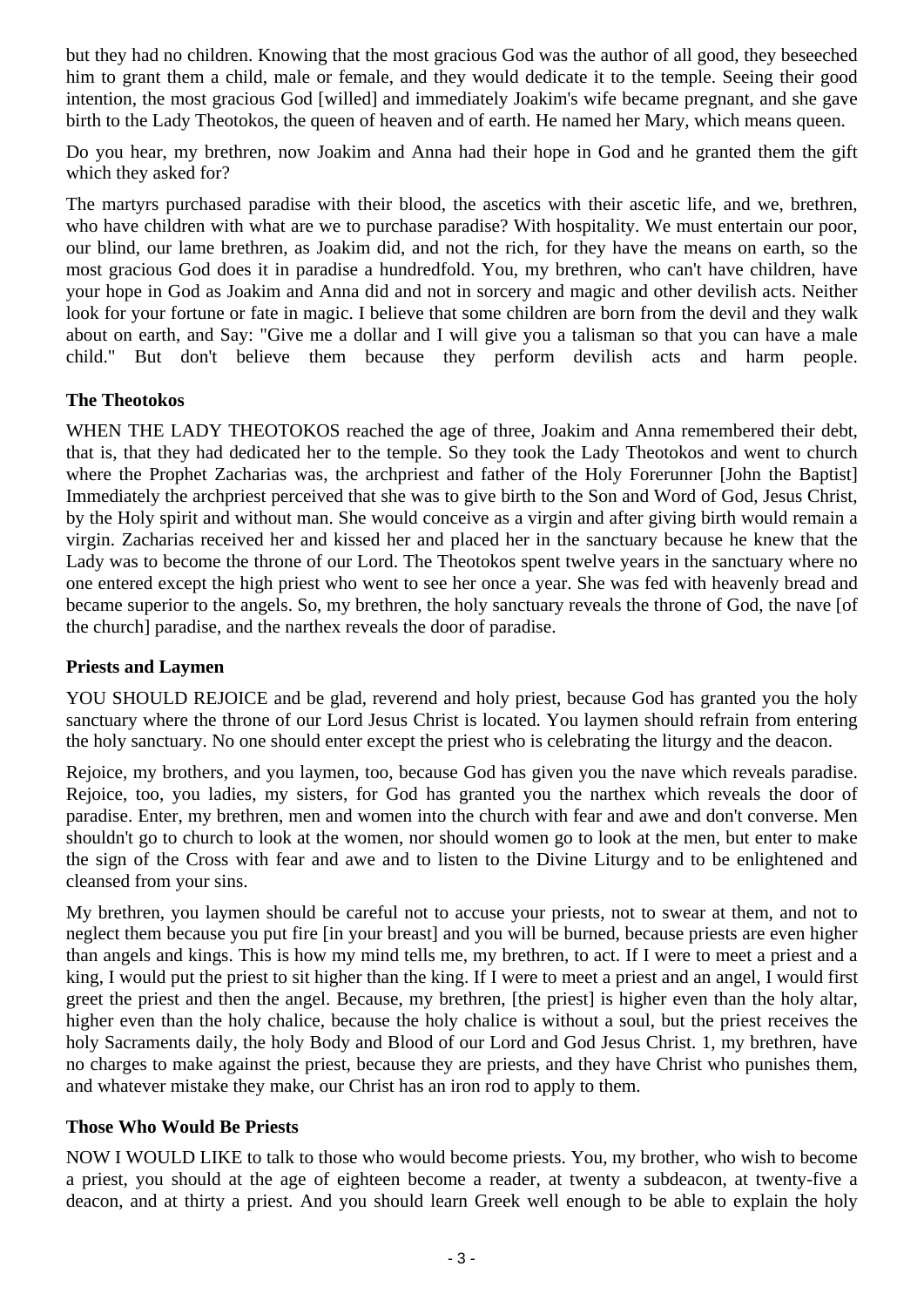but they had no children. Knowing that the most gracious God was the author of all good, they beseeched him to grant them a child, male or female, and they would dedicate it to the temple. Seeing their good intention, the most gracious God [willed] and immediately Joakim's wife became pregnant, and she gave birth to the Lady Theotokos, the queen of heaven and of earth. He named her Mary, which means queen.

Do you hear, my brethren, now Joakim and Anna had their hope in God and he granted them the gift which they asked for?

The martyrs purchased paradise with their blood, the ascetics with their ascetic life, and we, brethren, who have children with what are we to purchase paradise? With hospitality. We must entertain our poor, our blind, our lame brethren, as Joakim did, and not the rich, for they have the means on earth, so the most gracious God does it in paradise a hundredfold. You, my brethren, who can't have children, have your hope in God as Joakim and Anna did and not in sorcery and magic and other devilish acts. Neither look for your fortune or fate in magic. I believe that some children are born from the devil and they walk about on earth, and Say: "Give me a dollar and I will give you a talisman so that you can have a male child." But don't believe them because they perform devilish acts and harm people.

### The Theotokos

WHEN THE LADY THEOTOKOS reached the age of three, Joakim and Anna remembered their debt, that is, that they had dedicated her to the temple. So they took the Lady Theotokos and went to church where the Prophet Zacharias was, the archpriest and father of the Holy Forerunner [John the Baptist] Immediately the archpriest perceived that she was to give birth to the Son and Word of God, Jesus Christ, by the Holy spirit and without man. She would conceive as a virgin and after giving birth would remain a virgin. Zacharias received her and kissed her and placed her in the sanctuary because he knew that the Lady was to become the throne of our Lord. The Theotokos spent twelve years in the sanctuary where no one entered except the high priest who went to see her once a year. She was fed with heavenly bread and became superior to the angels. So, my brethren, the holy sanctuary reveals the throne of God, the nave [of the church] paradise, and the narthex reveals the door of paradise.

### Priests and Laymen

YOU SHOULD REJOICE and be glad, reverend and holy priest, because God has granted you the holy sanctuary where the throne of our Lord Jesus Christ is located. You laymen should refrain from entering the holy sanctuary. No one should enter except the priest who is celebrating the liturgy and the deacon.

Rejoice, my brothers, and you laymen, too, because God has given you the nave which reveals paradise. Rejoice, too, you ladies, my sisters, for God has granted you the narthex which reveals the door of paradise. Enter, my brethren, men and women into the church with fear and awe and don't converse. Men shouldn't go to church to look at the women, nor should women go to look at the men, but enter to make the sign of the Cross with fear and awe and to listen to the Divine Liturgy and to be enlightened and cleansed from your sins.

My brethren, you laymen should be careful not to accuse your priests, not to swear at them, and not to neglect them because you put fire [in your breast] and you will be burned, because priests are even higher than angels and kings. This is how my mind tells me, my brethren, to act. If I were to meet a priest and a king, I would put the priest to sit higher than the king. If I were to meet a priest and an angel, I would first greet the priest and then the angel. Because, my brethren, [the priest] is higher even than the holy altar, higher even than the holy chalice, because the holy chalice is without a soul, but the priest receives the holy Sacraments daily, the holy Body and Blood of our Lord and God Jesus Christ. 1, my brethren, have no charges to make against the priest, because they are priests, and they have Christ who punishes them, and whatever mistake they make, our Christ has an iron rod to apply to them.

### Those Who Would Be Priests

NOW I WOULD LIKE to talk to those who would become priests. You, my brother, who wish to become a priest, you should at the age of eighteen become a reader, at twenty a subdeacon, at twenty-five a deacon, and at thirty a priest. And you should learn Greek well enough to be able to explain the holy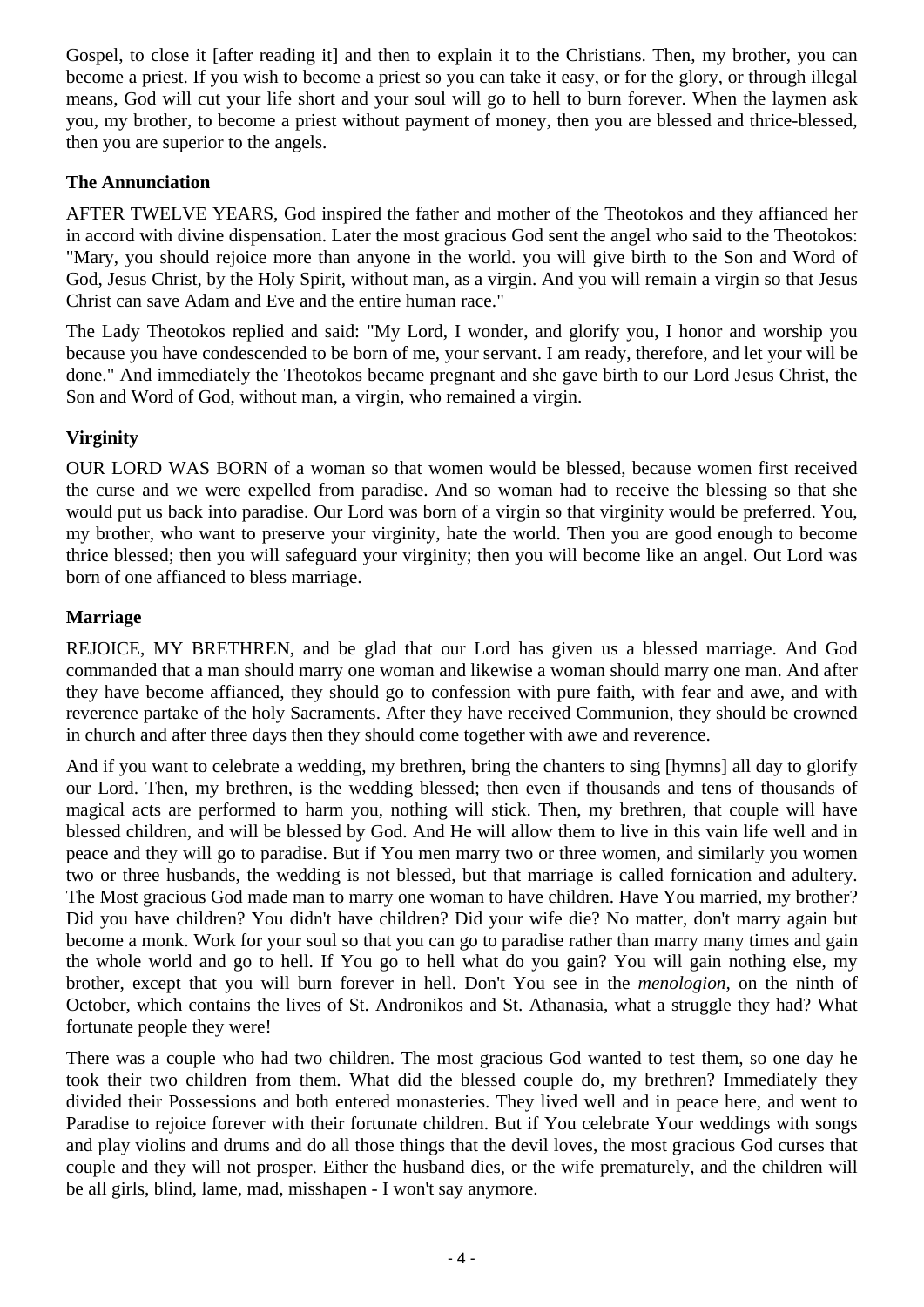Gospel, to close it [after reading it] and then to explain it to the Christians. Then, my brother, you can become a priest. If you wish to become a priest so you can take it easy, or for the glory, or through illegal means, God will cut your life short and your soul will go to hell to burn forever. When the laymen ask you, my brother, to become a priest without payment of money, then you are blessed and thrice-blessed, then you are superior to the angels.

### The Annunciation

AFTER TWELVE YEARS, God inspired the father and mother of the Theotokos and they affianced her in accord with divine dispensation. Later the most gracious God sent the angel who said to the Theotokos: "Mary, you should rejoice more than anyone in the world. you will give birth to the Son and Word of God, Jesus Christ, by the Holy Spirit, without man, as a virgin. And you will remain a virgin so that Jesus Christ can save Adam and Eve and the entire human race."

The Lady Theotokos replied and said: "My Lord, I wonder, and glorify you, I honor and worship you because you have condescended to be born of me, your servant. I am ready, therefore, and let your will be done." And immediately the Theotokos became pregnant and she gave birth to our Lord Jesus Christ, the Son and Word of God, without man, a virgin, who remained a virgin.

### Virginity

OUR LORD WAS BORN of a woman so that women would be blessed, because women first received the curse and we were expelled from paradise. And so woman had to receive the blessing so that she would put us back into paradise. Our Lord was born of a virgin so that virginity would be preferred. You, my brother, who want to preserve your virginity, hate the world. Then you are good enough to become thrice blessed; then you will safeguard your virginity; then you will become like an angel. Out Lord was born of one affianced to bless marriage.

### Marriage

REJOICE, MY BRETHREN, and be glad that our Lord has given us a blessed marriage. And God commanded that a man should marry one woman and likewise a woman should marry one man. And after they have become affianced, they should go to confession with pure faith, with fear and awe, and with reverence partake of the holy Sacraments. After they have received Communion, they should be crowned in church and after three days then they should come together with awe and reverence.

And if you want to celebrate a wedding, my brethren, bring the chanters to sing [hymns] all day to glorify our Lord. Then, my brethren, is the wedding blessed; then even if thousands and tens of thousands of magical acts are performed to harm you, nothing will stick. Then, my brethren, that couple will have blessed children, and will be blessed by God. And He will allow them to live in this vain life well and in peace and they will go to paradise. But if You men marry two or three women, and similarly you women two or three husbands, the wedding is not blessed, but that marriage is called fornication and adultery. The Most gracious God made man to marry one woman to have children. Have You married, my brother? Did you have children? You didn't have children? Did your wife die? No matter, don't marry again but become a monk. Work for your soul so that you can go to paradise rather than marry many times and gain the whole world and go to hell. If You go to hell what do you gain? You will gain nothing else, my brother, except that you will burn forever in hell. Don't You see in the *menologion*, on the ninth of October, which contains the lives of St. Andronikos and St. Athanasia, what a struggle they had? What fortunate people they were!

There was a couple who had two children. The most gracious God wanted to test them, so one day he took their two children from them. What did the blessed couple do, my brethren? Immediately they divided their Possessions and both entered monasteries. They lived well and in peace here, and went to Paradise to rejoice forever with their fortunate children. But if You celebrate Your weddings with songs and play violins and drums and do all those things that the devil loves, the most gracious God curses that couple and they will not prosper. Either the husband dies, or the wife prematurely, and the children will be all girls, blind, lame, mad, misshapen - I won't say anymore.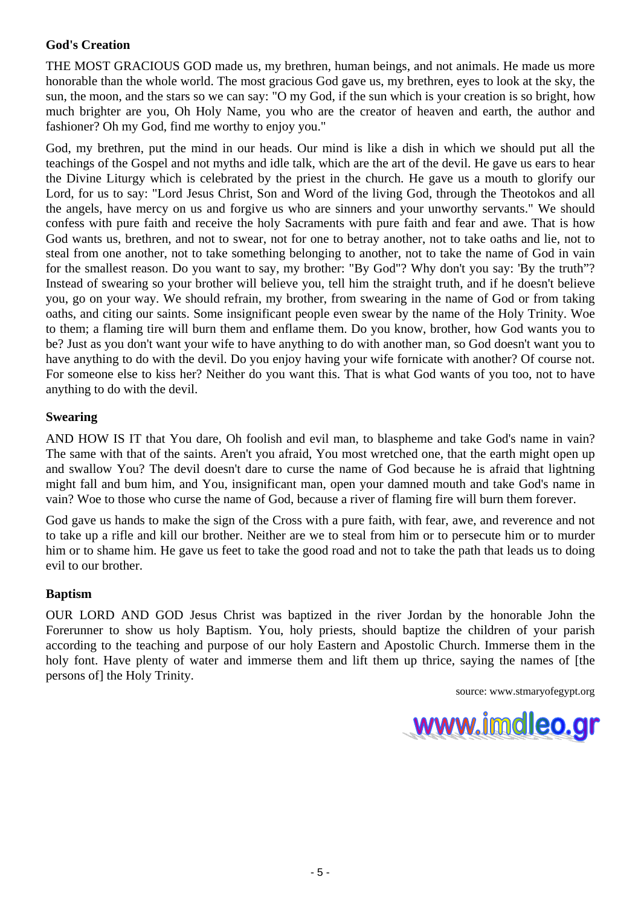### God's Creation

THE MOST GRACIOUS GOD made us, my brethren, human beings, and not animals. He made us more honorable than the whole world. The most gracious God gave us, my brethren, eyes to look at the sky, the sun, the moon, and the stars so we can say: "O my God, if the sun which is your creation is so bright, how much brighter are you, Oh Holy Name, you who are the creator of heaven and earth, the author and fashioner? Oh my God, find me worthy to enjoy you."

God, my brethren, put the mind in our heads. Our mind is like a dish in which we should put all the teachings of the Gospel and not myths and idle talk, which are the art of the devil. He gave us ears to hear the Divine Liturgy which is celebrated by the priest in the church. He gave us a mouth to glorify our Lord, for us to say: "Lord Jesus Christ, Son and Word of the living God, through the Theotokos and all the angels, have mercy on us and forgive us who are sinners and your unworthy servants." We should confess with pure faith and receive the holy Sacraments with pure faith and fear and awe. That is how God wants us, brethren, and not to swear, not for one to betray another, not to take oaths and lie, not to steal from one another, not to take something belonging to another, not to take the name of God in vain for the smallest reason. Do you want to say, my brother: "By God"? Why don't you say: 'By the truth"? Instead of swearing so your brother will believe you, tell him the straight truth, and if he doesn't believe you, go on your way. We should refrain, my brother, from swearing in the name of God or from taking oaths, and citing our saints. Some insignificant people even swear by the name of the Holy Trinity. Woe to them; a flaming tire will burn them and enflame them. Do you know, brother, how God wants you to be? Just as you don't want your wife to have anything to do with another man, so God doesn't want you to have anything to do with the devil. Do you enjoy having your wife fornicate with another? Of course not. For someone else to kiss her? Neither do you want this. That is what God wants of you too, not to have anything to do with the devil.

### Swearing

AND HOW IS IT that You dare, Oh foolish and evil man, to blaspheme and take God's name in vain? The same with that of the saints. Aren't you afraid, You most wretched one, that the earth might open up and swallow You? The devil doesn't dare to curse the name of God because he is afraid that lightning might fall and bum him, and You, insignificant man, open your damned mouth and take God's name in vain? Woe to those who curse the name of God, because a river of flaming fire will burn them forever.

God gave us hands to make the sign of the Cross with a pure faith, with fear, awe, and reverence and not to take up a rifle and kill our brother. Neither are we to steal from him or to persecute him or to murder him or to shame him. He gave us feet to take the good road and not to take the path that leads us to doing evil to our brother.

### Baptism

OUR LORD AND GOD Jesus Christ was baptized in the river Jordan by the honorable John the Forerunner to show us holy Baptism. You, holy priests, should baptize the children of your parish according to the teaching and purpose of our holy Eastern and Apostolic Church. Immerse them in the holy font. Have plenty of water and immerse them and lift them up thrice, saying the names of [the persons of] the Holy Trinity.

source: www.stmaryofegypt.org

www.imdleo.gr